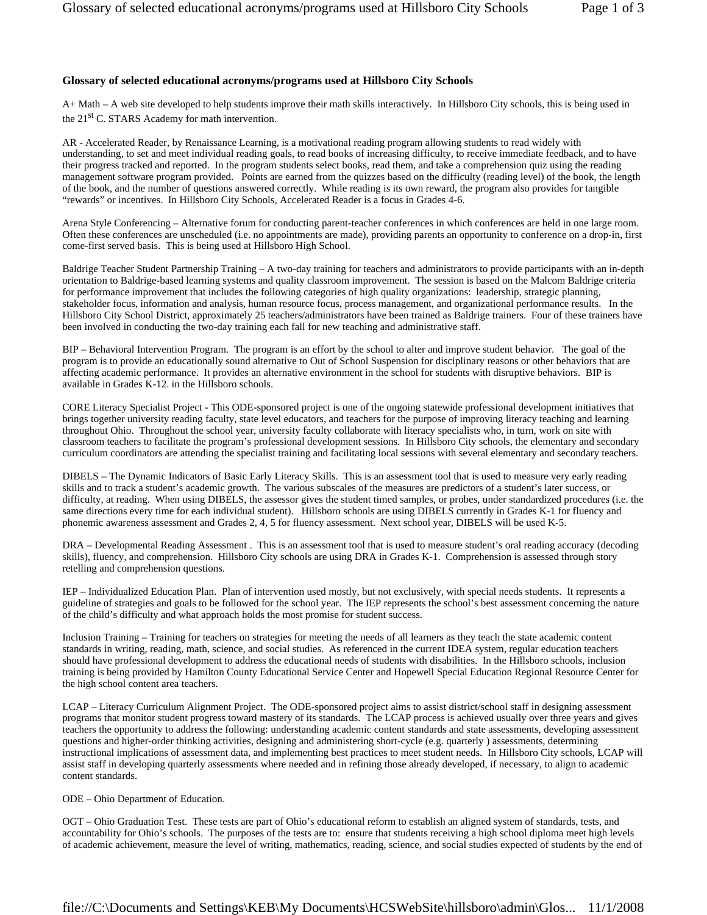## Glossary of selected educational acronyms/programs used at Hillsboro City Schools

A+ Math – A web site developed to help students improve their math skills interactively. In Hillsboro City schools, this is being used in the 21st C. STARS Academy for math intervention.

AR - Accelerated Reader, by Renaissance Learning, is a motivational reading program allowing students to read widely with understanding, to set and meet individual reading goals, to read books of increasing difficulty, to receive immediate feedback, and to have their progress tracked and reported. In the program students select books, read them, and take a comprehension quiz using the reading management software program provided. Points are earned from the quizzes based on the difficulty (reading level) of the book, the length of the book, and the number of questions answered correctly. While reading is its own reward, the program also provides for tangible "rewards" or incentives. In Hillsboro City Schools, Accelerated Reader is a focus in Grades 4-6.

Arena Style Conferencing – Alternative forum for conducting parent-teacher conferences in which conferences are held in one large room. Often these conferences are unscheduled (i.e. no appointments are made), providing parents an opportunity to conference on a drop-in, first come-first served basis. This is being used at Hillsboro High School.

Baldrige Teacher Student Partnership Training – A two-day training for teachers and administrators to provide participants with an in-depth orientation to Baldrige-based learning systems and quality classroom improvement. The session is based on the Malcom Baldrige criteria for performance improvement that includes the following categories of high quality organizations: leadership, strategic planning, stakeholder focus, information and analysis, human resource focus, process management, and organizational performance results. In the Hillsboro City School District, approximately 25 teachers/administrators have been trained as Baldrige trainers. Four of these trainers have been involved in conducting the two-day training each fall for new teaching and administrative staff.

BIP – Behavioral Intervention Program. The program is an effort by the school to alter and improve student behavior. The goal of the program is to provide an educationally sound alternative to Out of School Suspension for disciplinary reasons or other behaviors that are affecting academic performance. It provides an alternative environment in the school for students with disruptive behaviors. BIP is available in Grades K-12. in the Hillsboro schools.

CORE Literacy Specialist Project - This ODE-sponsored project is one of the ongoing statewide professional development initiatives that brings together university reading faculty, state level educators, and teachers for the purpose of improving literacy teaching and learning throughout Ohio. Throughout the school year, university faculty collaborate with literacy specialists who, in turn, work on site with classroom teachers to facilitate the program's professional development sessions. In Hillsboro City schools, the elementary and secondary curriculum coordinators are attending the specialist training and facilitating local sessions with several elementary and secondary teachers.

DIBELS – The Dynamic Indicators of Basic Early Literacy Skills. This is an assessment tool that is used to measure very early reading skills and to track a student's academic growth. The various subscales of the measures are predictors of a student's later success, or difficulty, at reading. When using DIBELS, the assessor gives the student timed samples, or probes, under standardized procedures (i.e. the same directions every time for each individual student). Hillsboro schools are using DIBELS currently in Grades K-1 for fluency and phonemic awareness assessment and Grades 2, 4, 5 for fluency assessment. Next school year, DIBELS will be used K-5.

DRA – Developmental Reading Assessment . This is an assessment tool that is used to measure student's oral reading accuracy (decoding skills), fluency, and comprehension. Hillsboro City schools are using DRA in Grades K-1. Comprehension is assessed through story retelling and comprehension questions.

IEP – Individualized Education Plan. Plan of intervention used mostly, but not exclusively, with special needs students. It represents a guideline of strategies and goals to be followed for the school year. The IEP represents the school's best assessment concerning the nature of the child's difficulty and what approach holds the most promise for student success.

Inclusion Training – Training for teachers on strategies for meeting the needs of all learners as they teach the state academic content standards in writing, reading, math, science, and social studies. As referenced in the current IDEA system, regular education teachers should have professional development to address the educational needs of students with disabilities. In the Hillsboro schools, inclusion training is being provided by Hamilton County Educational Service Center and Hopewell Special Education Regional Resource Center for the high school content area teachers.

LCAP – Literacy Curriculum Alignment Project. The ODE-sponsored project aims to assist district/school staff in designing assessment programs that monitor student progress toward mastery of its standards. The LCAP process is achieved usually over three years and gives teachers the opportunity to address the following: understanding academic content standards and state assessments, developing assessment questions and higher-order thinking activities, designing and administering short-cycle (e.g. quarterly ) assessments, determining instructional implications of assessment data, and implementing best practices to meet student needs. In Hillsboro City schools, LCAP will assist staff in developing quarterly assessments where needed and in refining those already developed, if necessary, to align to academic content standards.

ODE – Ohio Department of Education.

OGT – Ohio Graduation Test. These tests are part of Ohio's educational reform to establish an aligned system of standards, tests, and accountability for Ohio's schools. The purposes of the tests are to: ensure that students receiving a high school diploma meet high levels of academic achievement, measure the level of writing, mathematics, reading, science, and social studies expected of students by the end of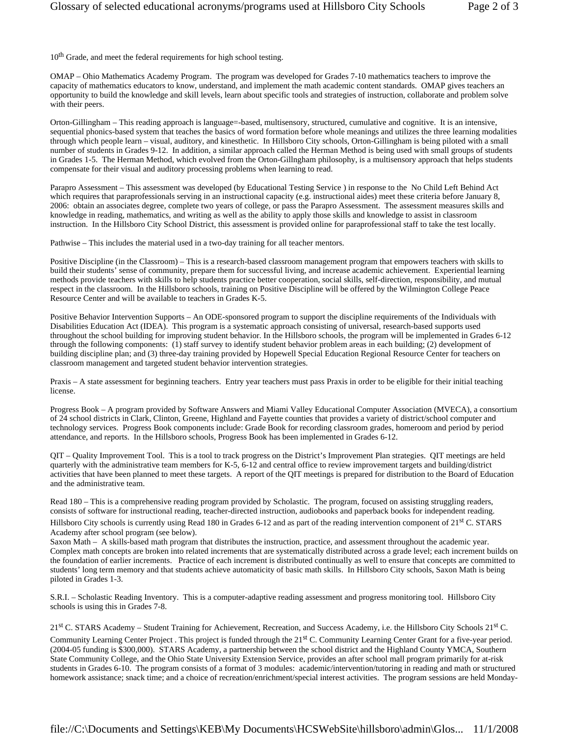10th Grade, and meet the federal requirements for high school testing.

OMAP – Ohio Mathematics Academy Program. The program was developed for Grades 7-10 mathematics teachers to improve the capacity of mathematics educators to know, understand, and implement the math academic content standards. OMAP gives teachers an opportunity to build the knowledge and skill levels, learn about specific tools and strategies of instruction, collaborate and problem solve with their peers.

Orton-Gillingham – This reading approach is language=-based, multisensory, structured, cumulative and cognitive. It is an intensive, sequential phonics-based system that teaches the basics of word formation before whole meanings and utilizes the three learning modalities through which people learn – visual, auditory, and kinesthetic. In Hillsboro City schools, Orton-Gillingham is being piloted with a small number of students in Grades 9-12. In addition, a similar approach called the Herman Method is being used with small groups of students in Grades 1-5. The Herman Method, which evolved from the Orton-Gillngham philosophy, is a multisensory approach that helps students compensate for their visual and auditory processing problems when learning to read.

Parapro Assessment – This assessment was developed (by Educational Testing Service ) in response to the No Child Left Behind Act which requires that paraprofessionals serving in an instructional capacity (e.g. instructional aides) meet these criteria before January 8, 2006: obtain an associates degree, complete two years of college, or pass the Parapro Assessment. The assessment measures skills and knowledge in reading, mathematics, and writing as well as the ability to apply those skills and knowledge to assist in classroom instruction. In the Hillsboro City School District, this assessment is provided online for paraprofessional staff to take the test locally.

Pathwise – This includes the material used in a two-day training for all teacher mentors.

Positive Discipline (in the Classroom) – This is a research-based classroom management program that empowers teachers with skills to build their students' sense of community, prepare them for successful living, and increase academic achievement. Experiential learning methods provide teachers with skills to help students practice better cooperation, social skills, self-direction, responsibility, and mutual respect in the classroom. In the Hillsboro schools, training on Positive Discipline will be offered by the Wilmington College Peace Resource Center and will be available to teachers in Grades K-5.

Positive Behavior Intervention Supports – An ODE-sponsored program to support the discipline requirements of the Individuals with Disabilities Education Act (IDEA). This program is a systematic approach consisting of universal, research-based supports used throughout the school building for improving student behavior. In the Hillsboro schools, the program will be implemented in Grades 6-12 through the following components: (1) staff survey to identify student behavior problem areas in each building; (2) development of building discipline plan; and (3) three-day training provided by Hopewell Special Education Regional Resource Center for teachers on classroom management and targeted student behavior intervention strategies.

Praxis – A state assessment for beginning teachers. Entry year teachers must pass Praxis in order to be eligible for their initial teaching license.

Progress Book – A program provided by Software Answers and Miami Valley Educational Computer Association (MVECA), a consortium of 24 school districts in Clark, Clinton, Greene, Highland and Fayette counties that provides a variety of district/school computer and technology services. Progress Book components include: Grade Book for recording classroom grades, homeroom and period by period attendance, and reports. In the Hillsboro schools, Progress Book has been implemented in Grades 6-12.

QIT – Quality Improvement Tool. This is a tool to track progress on the District's Improvement Plan strategies. QIT meetings are held quarterly with the administrative team members for K-5, 6-12 and central office to review improvement targets and building/district activities that have been planned to meet these targets. A report of the QIT meetings is prepared for distribution to the Board of Education and the administrative team.

Read 180 – This is a comprehensive reading program provided by Scholastic. The program, focused on assisting struggling readers, consists of software for instructional reading, teacher-directed instruction, audiobooks and paperback books for independent reading. Hillsboro City schools is currently using Read 180 in Grades 6-12 and as part of the reading intervention component of 21st C. STARS Academy after school program (see below).

Saxon Math – A skills-based math program that distributes the instruction, practice, and assessment throughout the academic year. Complex math concepts are broken into related increments that are systematically distributed across a grade level; each increment builds on the foundation of earlier increments. Practice of each increment is distributed continually as well to ensure that concepts are committed to students' long term memory and that students achieve automaticity of basic math skills. In Hillsboro City schools, Saxon Math is being piloted in Grades 1-3.

S.R.I. – Scholastic Reading Inventory. This is a computer-adaptive reading assessment and progress monitoring tool. Hillsboro City schools is using this in Grades 7-8.

21st C. STARS Academy – Student Training for Achievement, Recreation, and Success Academy, i.e. the Hillsboro City Schools 21st C. Community Learning Center Project . This project is funded through the 21st C. Community Learning Center Grant for a five-year period. (2004-05 funding is $300,000). STARS Academy, a partnership between the school district and the Highland County YMCA, Southern State Community College, and the Ohio State University Extension Service, provides an after school mall program primarily for at-risk students in Grades 6-10. The program consists of a format of 3 modules: academic/intervention/tutoring in reading and math or structured homework assistance; snack time; and a choice of recreation/enrichment/special interest activities. The program sessions are held Monday-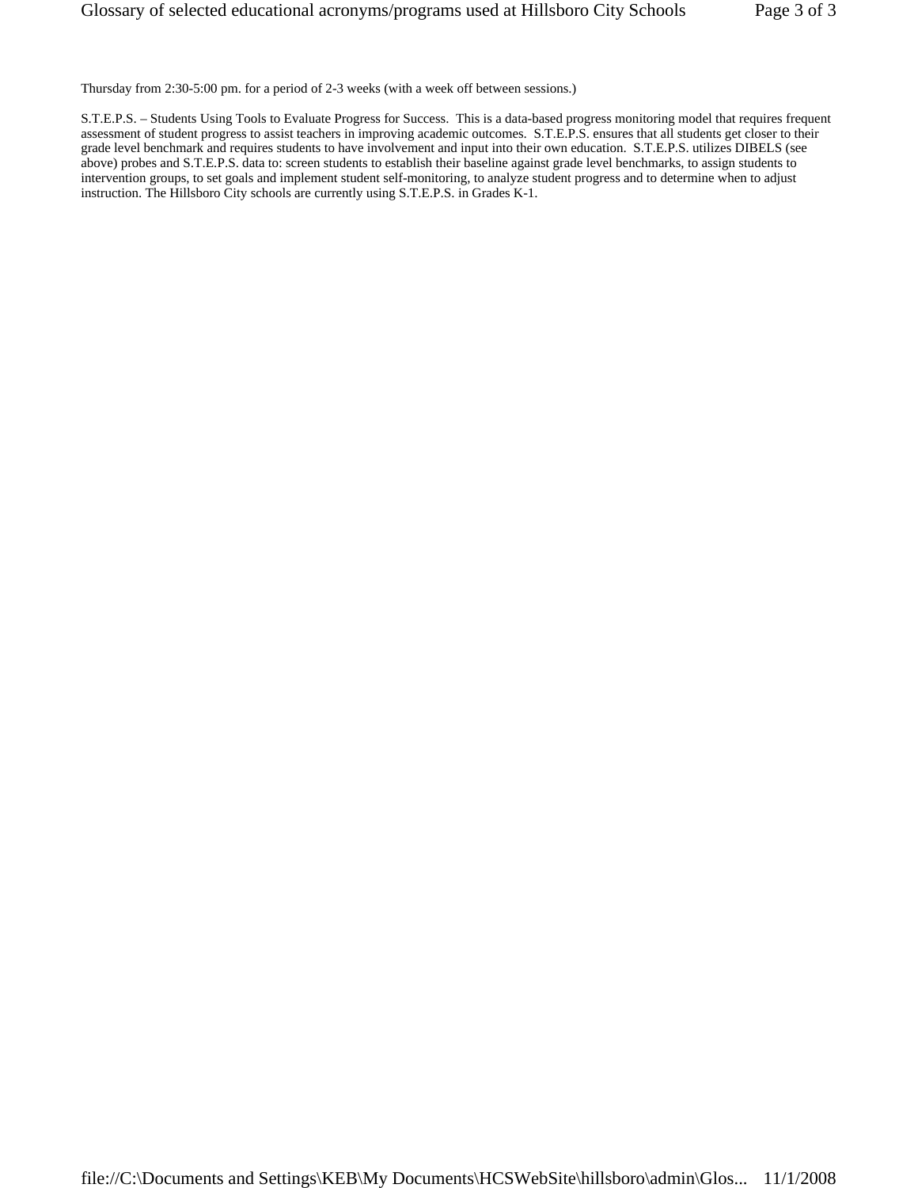Thursday from 2:30-5:00 pm. for a period of 2-3 weeks (with a week off between sessions.)

S.T.E.P.S. – Students Using Tools to Evaluate Progress for Success. This is a data-based progress monitoring model that requires frequent assessment of student progress to assist teachers in improving academic outcomes. S.T.E.P.S. ensures that all students get closer to their grade level benchmark and requires students to have involvement and input into their own education. S.T.E.P.S. utilizes DIBELS (see above) probes and S.T.E.P.S. data to: screen students to establish their baseline against grade level benchmarks, to assign students to intervention groups, to set goals and implement student self-monitoring, to analyze student progress and to determine when to adjust instruction. The Hillsboro City schools are currently using S.T.E.P.S. in Grades K-1.